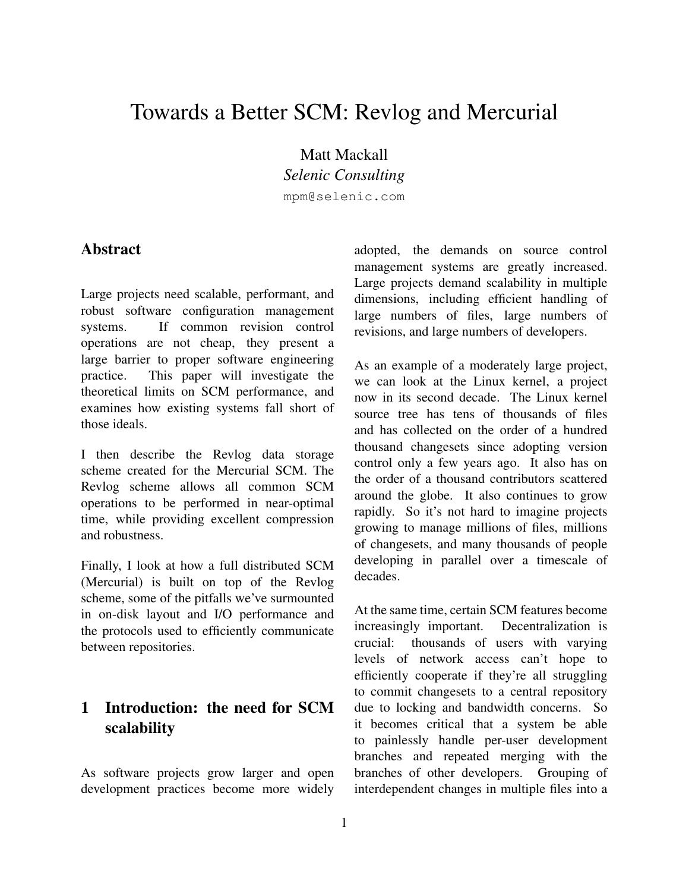# Towards a Better SCM: Revlog and Mercurial

Matt Mackall
*Selenic Consulting*
`mpm@selenic.com`

## Abstract

Large projects need scalable, performant, and robust software configuration management systems. If common revision control operations are not cheap, they present a large barrier to proper software engineering practice. This paper will investigate the theoretical limits on SCM performance, and examines how existing systems fall short of those ideals.

I then describe the Revlog data storage scheme created for the Mercurial SCM. The Revlog scheme allows all common SCM operations to be performed in near-optimal time, while providing excellent compression and robustness.

Finally, I look at how a full distributed SCM (Mercurial) is built on top of the Revlog scheme, some of the pitfalls we've surmounted in on-disk layout and I/O performance and the protocols used to efficiently communicate between repositories.

## 1 Introduction: the need for SCM scalability

As software projects grow larger and open development practices become more widely adopted, the demands on source control management systems are greatly increased. Large projects demand scalability in multiple dimensions, including efficient handling of large numbers of files, large numbers of revisions, and large numbers of developers.

As an example of a moderately large project, we can look at the Linux kernel, a project now in its second decade. The Linux kernel source tree has tens of thousands of files and has collected on the order of a hundred thousand changesets since adopting version control only a few years ago. It also has on the order of a thousand contributors scattered around the globe. It also continues to grow rapidly. So it's not hard to imagine projects growing to manage millions of files, millions of changesets, and many thousands of people developing in parallel over a timescale of decades.

At the same time, certain SCM features become increasingly important. Decentralization is crucial: thousands of users with varying levels of network access can't hope to efficiently cooperate if they're all struggling to commit changesets to a central repository due to locking and bandwidth concerns. So it becomes critical that a system be able to painlessly handle per-user development branches and repeated merging with the branches of other developers. Grouping of interdependent changes in multiple files into a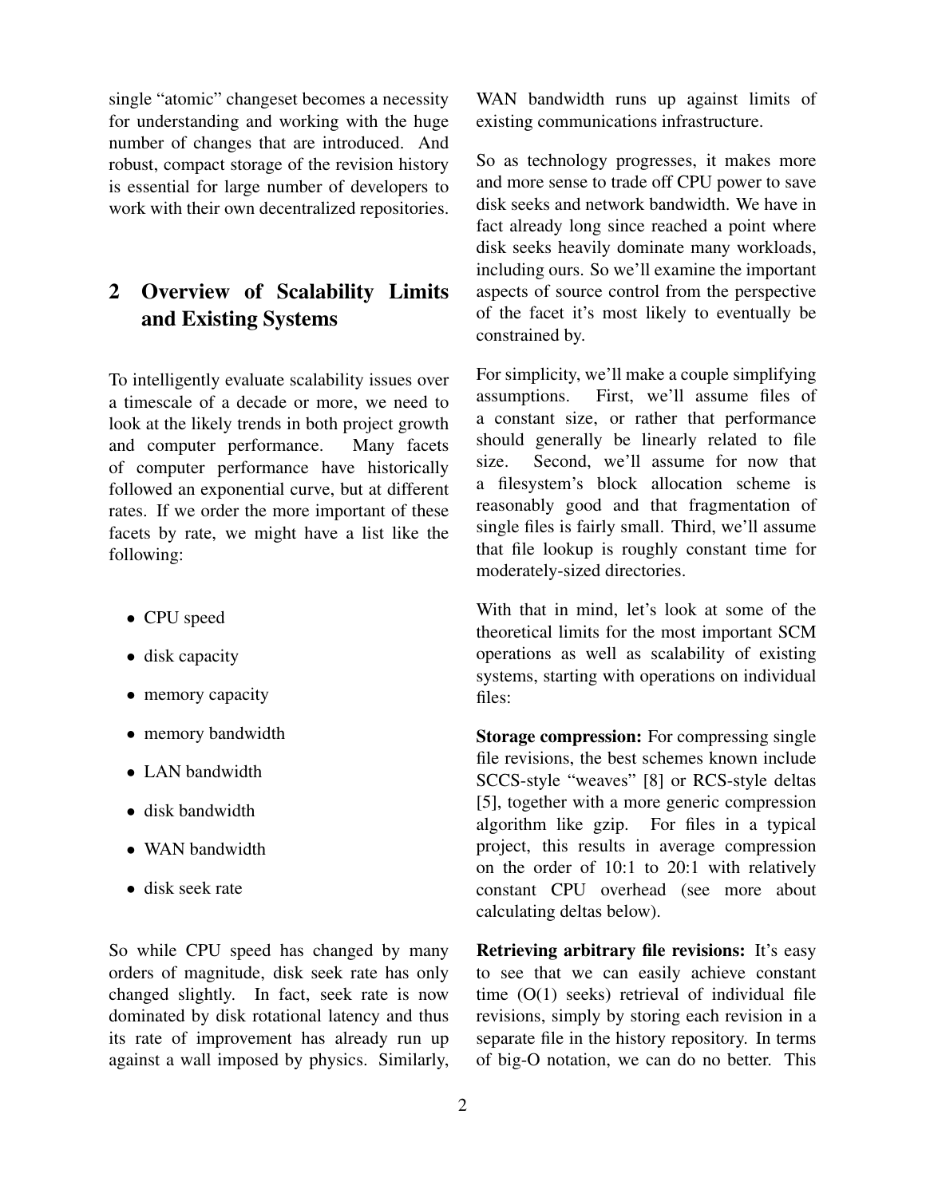single "atomic" changeset becomes a necessity for understanding and working with the huge number of changes that are introduced. And robust, compact storage of the revision history is essential for large number of developers to work with their own decentralized repositories.

## 2 Overview of Scalability Limits and Existing Systems

To intelligently evaluate scalability issues over a timescale of a decade or more, we need to look at the likely trends in both project growth and computer performance. Many facets of computer performance have historically followed an exponential curve, but at different rates. If we order the more important of these facets by rate, we might have a list like the following:

- CPU speed
- disk capacity
- memory capacity
- memory bandwidth
- LAN bandwidth
- disk bandwidth
- WAN bandwidth
- disk seek rate

So while CPU speed has changed by many orders of magnitude, disk seek rate has only changed slightly. In fact, seek rate is now dominated by disk rotational latency and thus its rate of improvement has already run up against a wall imposed by physics. Similarly, WAN bandwidth runs up against limits of existing communications infrastructure.

So as technology progresses, it makes more and more sense to trade off CPU power to save disk seeks and network bandwidth. We have in fact already long since reached a point where disk seeks heavily dominate many workloads, including ours. So we'll examine the important aspects of source control from the perspective of the facet it's most likely to eventually be constrained by.

For simplicity, we'll make a couple simplifying assumptions. First, we'll assume files of a constant size, or rather that performance should generally be linearly related to file size. Second, we'll assume for now that a filesystem's block allocation scheme is reasonably good and that fragmentation of single files is fairly small. Third, we'll assume that file lookup is roughly constant time for moderately-sized directories.

With that in mind, let's look at some of the theoretical limits for the most important SCM operations as well as scalability of existing systems, starting with operations on individual files:

**Storage compression:** For compressing single file revisions, the best schemes known include SCCS-style "weaves" [8] or RCS-style deltas [5], together with a more generic compression algorithm like gzip. For files in a typical project, this results in average compression on the order of 10:1 to 20:1 with relatively constant CPU overhead (see more about calculating deltas below).

**Retrieving arbitrary file revisions:** It's easy to see that we can easily achieve constant time (O(1) seeks) retrieval of individual file revisions, simply by storing each revision in a separate file in the history repository. In terms of big-O notation, we can do no better. This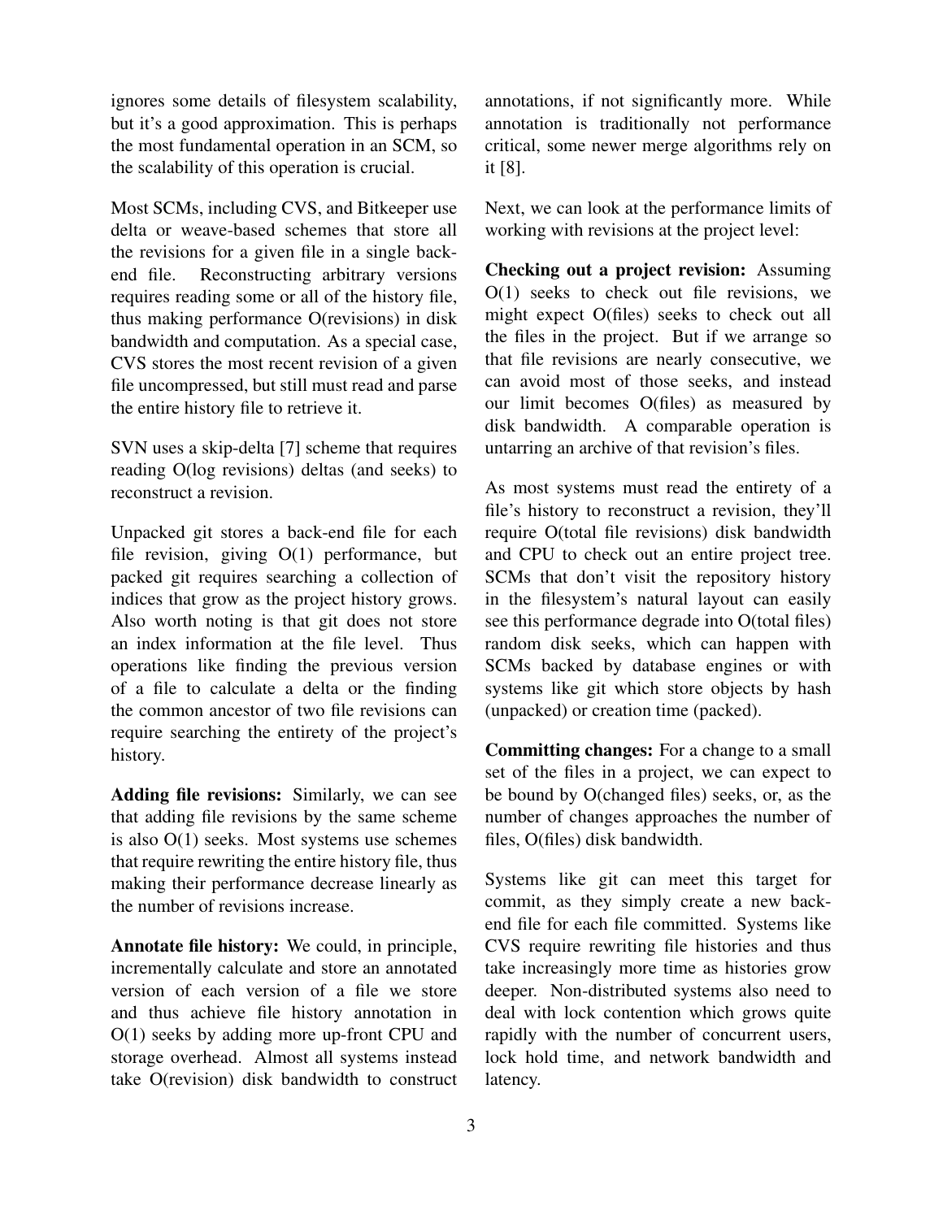ignores some details of filesystem scalability, but it's a good approximation. This is perhaps the most fundamental operation in an SCM, so the scalability of this operation is crucial.

Most SCMs, including CVS, and Bitkeeper use delta or weave-based schemes that store all the revisions for a given file in a single back-end file. Reconstructing arbitrary versions requires reading some or all of the history file, thus making performance O(revisions) in disk bandwidth and computation. As a special case, CVS stores the most recent revision of a given file uncompressed, but still must read and parse the entire history file to retrieve it.

SVN uses a skip-delta [7] scheme that requires reading O(log revisions) deltas (and seeks) to reconstruct a revision.

Unpacked git stores a back-end file for each file revision, giving O(1) performance, but packed git requires searching a collection of indices that grow as the project history grows. Also worth noting is that git does not store an index information at the file level. Thus operations like finding the previous version of a file to calculate a delta or the finding the common ancestor of two file revisions can require searching the entirety of the project's history.

**Adding file revisions:** Similarly, we can see that adding file revisions by the same scheme is also O(1) seeks. Most systems use schemes that require rewriting the entire history file, thus making their performance decrease linearly as the number of revisions increase.

**Annotate file history:** We could, in principle, incrementally calculate and store an annotated version of each version of a file we store and thus achieve file history annotation in O(1) seeks by adding more up-front CPU and storage overhead. Almost all systems instead take O(revision) disk bandwidth to construct annotations, if not significantly more. While annotation is traditionally not performance critical, some newer merge algorithms rely on it [8].

Next, we can look at the performance limits of working with revisions at the project level:

**Checking out a project revision:** Assuming O(1) seeks to check out file revisions, we might expect O(files) seeks to check out all the files in the project. But if we arrange so that file revisions are nearly consecutive, we can avoid most of those seeks, and instead our limit becomes O(files) as measured by disk bandwidth. A comparable operation is untarring an archive of that revision's files.

As most systems must read the entirety of a file's history to reconstruct a revision, they'll require O(total file revisions) disk bandwidth and CPU to check out an entire project tree. SCMs that don't visit the repository history in the filesystem's natural layout can easily see this performance degrade into O(total files) random disk seeks, which can happen with SCMs backed by database engines or with systems like git which store objects by hash (unpacked) or creation time (packed).

**Committing changes:** For a change to a small set of the files in a project, we can expect to be bound by O(changed files) seeks, or, as the number of changes approaches the number of files, O(files) disk bandwidth.

Systems like git can meet this target for commit, as they simply create a new back-end file for each file committed. Systems like CVS require rewriting file histories and thus take increasingly more time as histories grow deeper. Non-distributed systems also need to deal with lock contention which grows quite rapidly with the number of concurrent users, lock hold time, and network bandwidth and latency.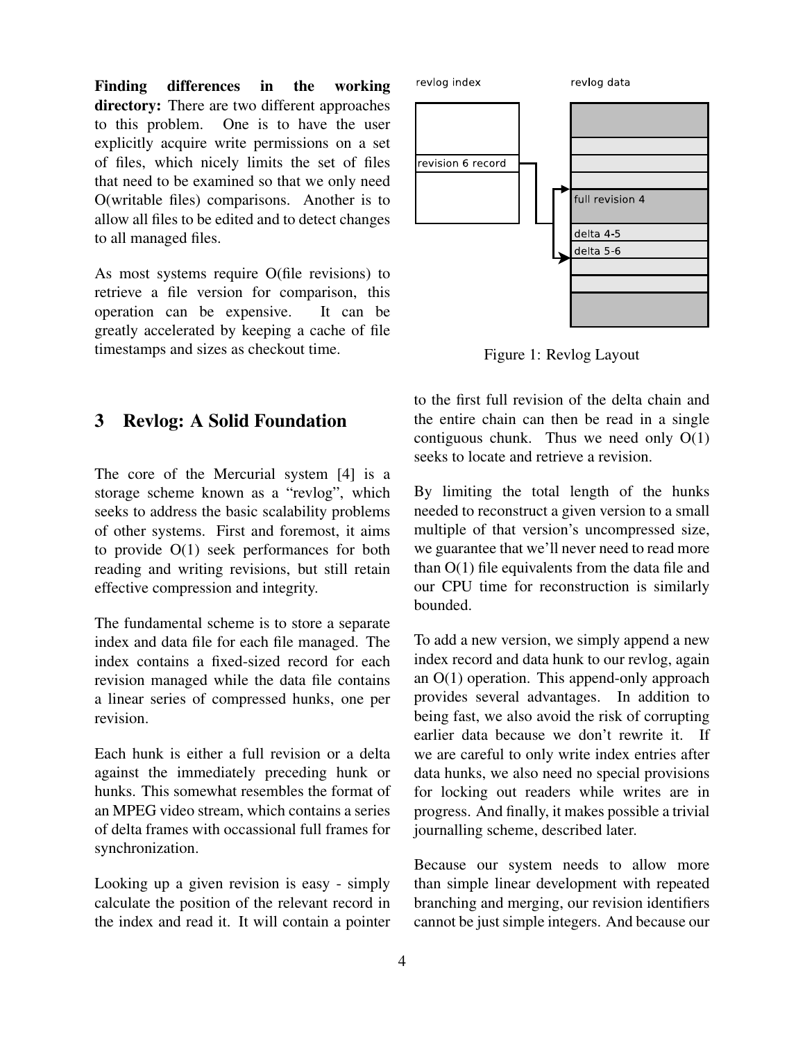**Finding differences in the working directory:** There are two different approaches to this problem. One is to have the user explicitly acquire write permissions on a set of files, which nicely limits the set of files that need to be examined so that we only need O(writable files) comparisons. Another is to allow all files to be edited and to detect changes to all managed files.

As most systems require O(file revisions) to retrieve a file version for comparison, this operation can be expensive. It can be greatly accelerated by keeping a cache of file timestamps and sizes as checkout time.

## 3 Revlog: A Solid Foundation

The core of the Mercurial system [4] is a storage scheme known as a "revlog", which seeks to address the basic scalability problems of other systems. First and foremost, it aims to provide O(1) seek performances for both reading and writing revisions, but still retain effective compression and integrity.

The fundamental scheme is to store a separate index and data file for each file managed. The index contains a fixed-sized record for each revision managed while the data file contains a linear series of compressed hunks, one per revision.

Each hunk is either a full revision or a delta against the immediately preceding hunk or hunks. This somewhat resembles the format of an MPEG video stream, which contains a series of delta frames with occassional full frames for synchronization.

Looking up a given revision is easy - simply calculate the position of the relevant record in the index and read it. It will contain a pointer to the first full revision of the delta chain and the entire chain can then be read in a single contiguous chunk. Thus we need only O(1) seeks to locate and retrieve a revision.

Figure 1: Revlog Layout

By limiting the total length of the hunks needed to reconstruct a given version to a small multiple of that version's uncompressed size, we guarantee that we'll never need to read more than O(1) file equivalents from the data file and our CPU time for reconstruction is similarly bounded.

To add a new version, we simply append a new index record and data hunk to our revlog, again an O(1) operation. This append-only approach provides several advantages. In addition to being fast, we also avoid the risk of corrupting earlier data because we don't rewrite it. If we are careful to only write index entries after data hunks, we also need no special provisions for locking out readers while writes are in progress. And finally, it makes possible a trivial journalling scheme, described later.

Because our system needs to allow more than simple linear development with repeated branching and merging, our revision identifiers cannot be just simple integers. And because our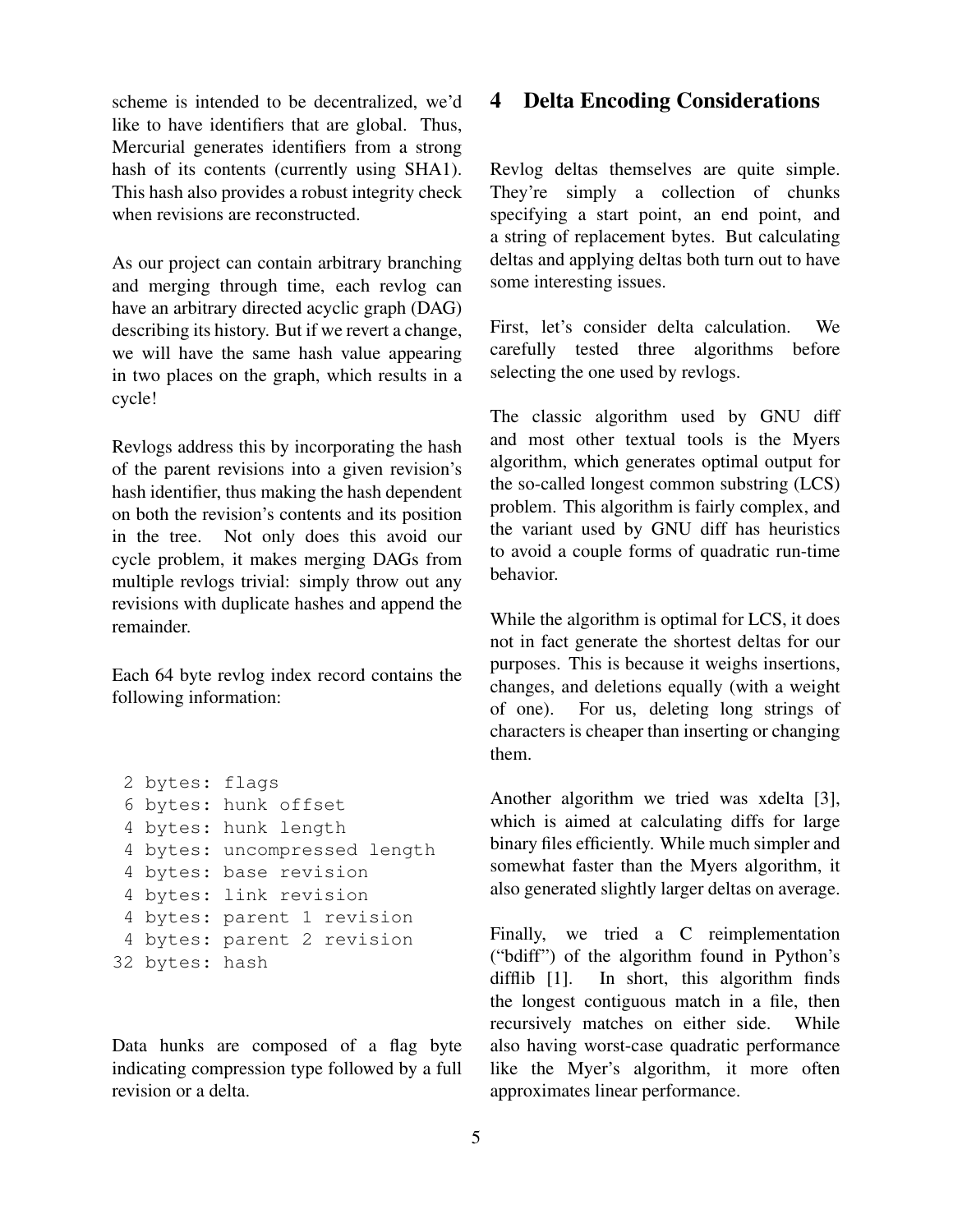scheme is intended to be decentralized, we'd like to have identifiers that are global. Thus, Mercurial generates identifiers from a strong hash of its contents (currently using SHA1). This hash also provides a robust integrity check when revisions are reconstructed.

As our project can contain arbitrary branching and merging through time, each revlog can have an arbitrary directed acyclic graph (DAG) describing its history. But if we revert a change, we will have the same hash value appearing in two places on the graph, which results in a cycle!

Revlogs address this by incorporating the hash of the parent revisions into a given revision's hash identifier, thus making the hash dependent on both the revision's contents and its position in the tree. Not only does this avoid our cycle problem, it makes merging DAGs from multiple revlogs trivial: simply throw out any revisions with duplicate hashes and append the remainder.

Each 64 byte revlog index record contains the following information:

```
 2 bytes: flags
 6 bytes: hunk offset
 4 bytes: hunk length
 4 bytes: uncompressed length
 4 bytes: base revision
 4 bytes: link revision
 4 bytes: parent 1 revision
 4 bytes: parent 2 revision
32 bytes: hash
```

Data hunks are composed of a flag byte indicating compression type followed by a full revision or a delta.

# 4 Delta Encoding Considerations

Revlog deltas themselves are quite simple. They're simply a collection of chunks specifying a start point, an end point, and a string of replacement bytes. But calculating deltas and applying deltas both turn out to have some interesting issues.

First, let's consider delta calculation. We carefully tested three algorithms before selecting the one used by revlogs.

The classic algorithm used by GNU diff and most other textual tools is the Myers algorithm, which generates optimal output for the so-called longest common substring (LCS) problem. This algorithm is fairly complex, and the variant used by GNU diff has heuristics to avoid a couple forms of quadratic run-time behavior.

While the algorithm is optimal for LCS, it does not in fact generate the shortest deltas for our purposes. This is because it weighs insertions, changes, and deletions equally (with a weight of one). For us, deleting long strings of characters is cheaper than inserting or changing them.

Another algorithm we tried was xdelta [3], which is aimed at calculating diffs for large binary files efficiently. While much simpler and somewhat faster than the Myers algorithm, it also generated slightly larger deltas on average.

Finally, we tried a C reimplementation ("bdiff") of the algorithm found in Python's difflib [1]. In short, this algorithm finds the longest contiguous match in a file, then recursively matches on either side. While also having worst-case quadratic performance like the Myer's algorithm, it more often approximates linear performance.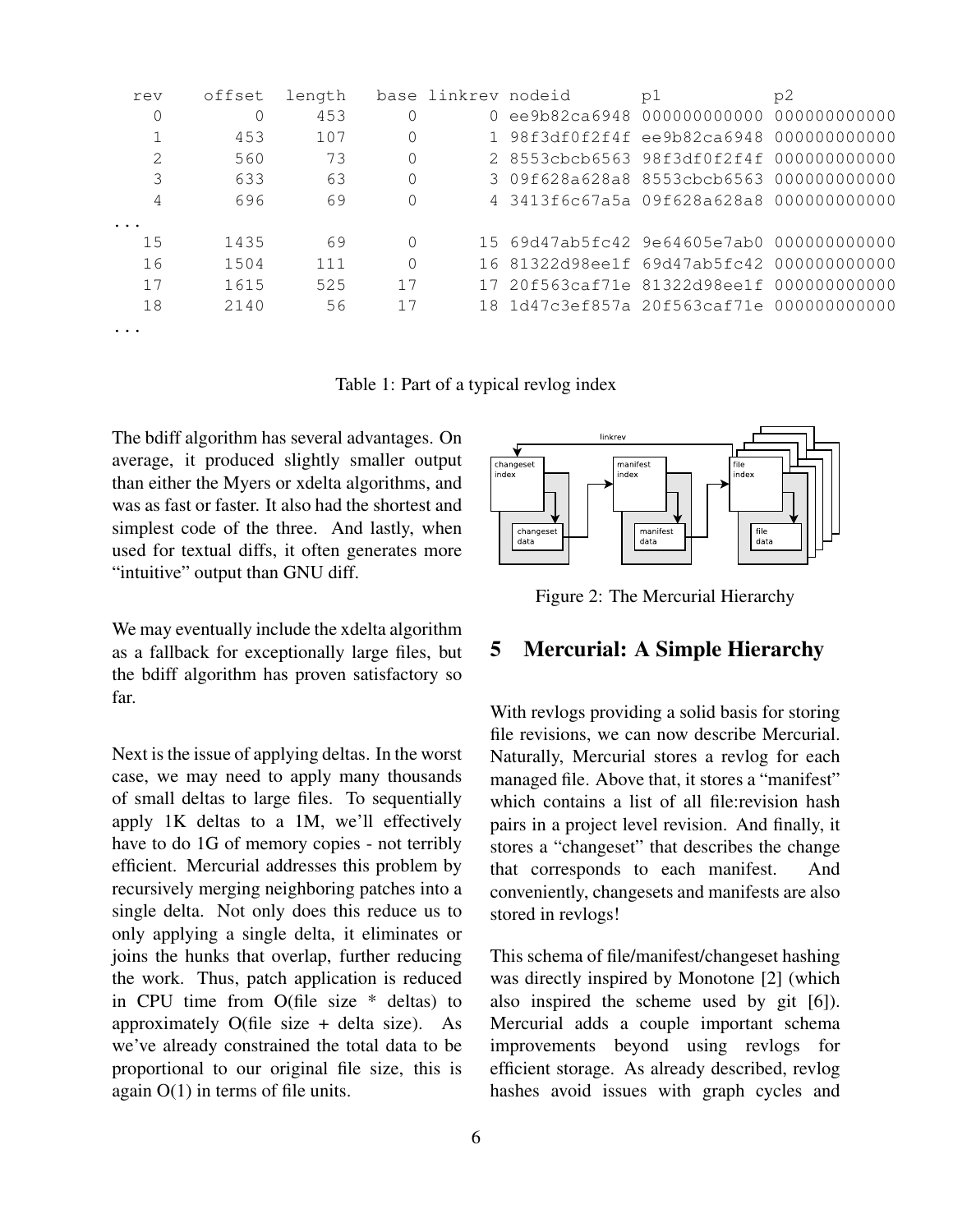| rev | offset | length | base | linkrev | nodeid | p1 | p2 |
|---|---|---|---|---|---|---|---|
| 0 | 0 | 453 | 0 | 0 | ee9b82ca6948 | 000000000000 | 000000000000 |
| 1 | 453 | 107 | 0 | 1 | 98f3df0f2f4f | ee9b82ca6948 | 000000000000 |
| 2 | 560 | 73 | 0 | 2 | 8553cbcb6563 | 98f3df0f2f4f | 000000000000 |
| 3 | 633 | 63 | 0 | 3 | 09f628a628a8 | 8553cbcb6563 | 000000000000 |
| 4 | 696 | 69 | 0 | 4 | 3413f6c67a5a | 09f628a628a8 | 000000000000 |
| ... | | | | | | | |
| 15 | 1435 | 69 | 0 | 15 | 69d47ab5fc42 | 9e64605e7ab0 | 000000000000 |
| 16 | 1504 | 111 | 0 | 16 | 81322d98ee1f | 69d47ab5fc42 | 000000000000 |
| 17 | 1615 | 525 | 17 | 17 | 20f563caf71e | 81322d98ee1f | 000000000000 |
| 18 | 2140 | 56 | 17 | 18 | 1d47c3ef857a | 20f563caf71e | 000000000000 |
| ... | | | | | | | |

Table 1: Part of a typical revlog index

The bdiff algorithm has several advantages. On average, it produced slightly smaller output than either the Myers or xdelta algorithms, and was as fast or faster. It also had the shortest and simplest code of the three. And lastly, when used for textual diffs, it often generates more "intuitive" output than GNU diff.

We may eventually include the xdelta algorithm as a fallback for exceptionally large files, but the bdiff algorithm has proven satisfactory so far.

Next is the issue of applying deltas. In the worst case, we may need to apply many thousands of small deltas to large files. To sequentially apply 1K deltas to a 1M, we'll effectively have to do 1G of memory copies - not terribly efficient. Mercurial addresses this problem by recursively merging neighboring patches into a single delta. Not only does this reduce us to only applying a single delta, it eliminates or joins the hunks that overlap, further reducing the work. Thus, patch application is reduced in CPU time from O(file size * deltas) to approximately O(file size + delta size). As we've already constrained the total data to be proportional to our original file size, this is again O(1) in terms of file units.

Figure 2: The Mercurial Hierarchy

## 5 Mercurial: A Simple Hierarchy

With revlogs providing a solid basis for storing file revisions, we can now describe Mercurial. Naturally, Mercurial stores a revlog for each managed file. Above that, it stores a "manifest" which contains a list of all file:revision hash pairs in a project level revision. And finally, it stores a "changeset" that describes the change that corresponds to each manifest. And conveniently, changesets and manifests are also stored in revlogs!

This schema of file/manifest/changeset hashing was directly inspired by Monotone [2] (which also inspired the scheme used by git [6]). Mercurial adds a couple important schema improvements beyond using revlogs for efficient storage. As already described, revlog hashes avoid issues with graph cycles and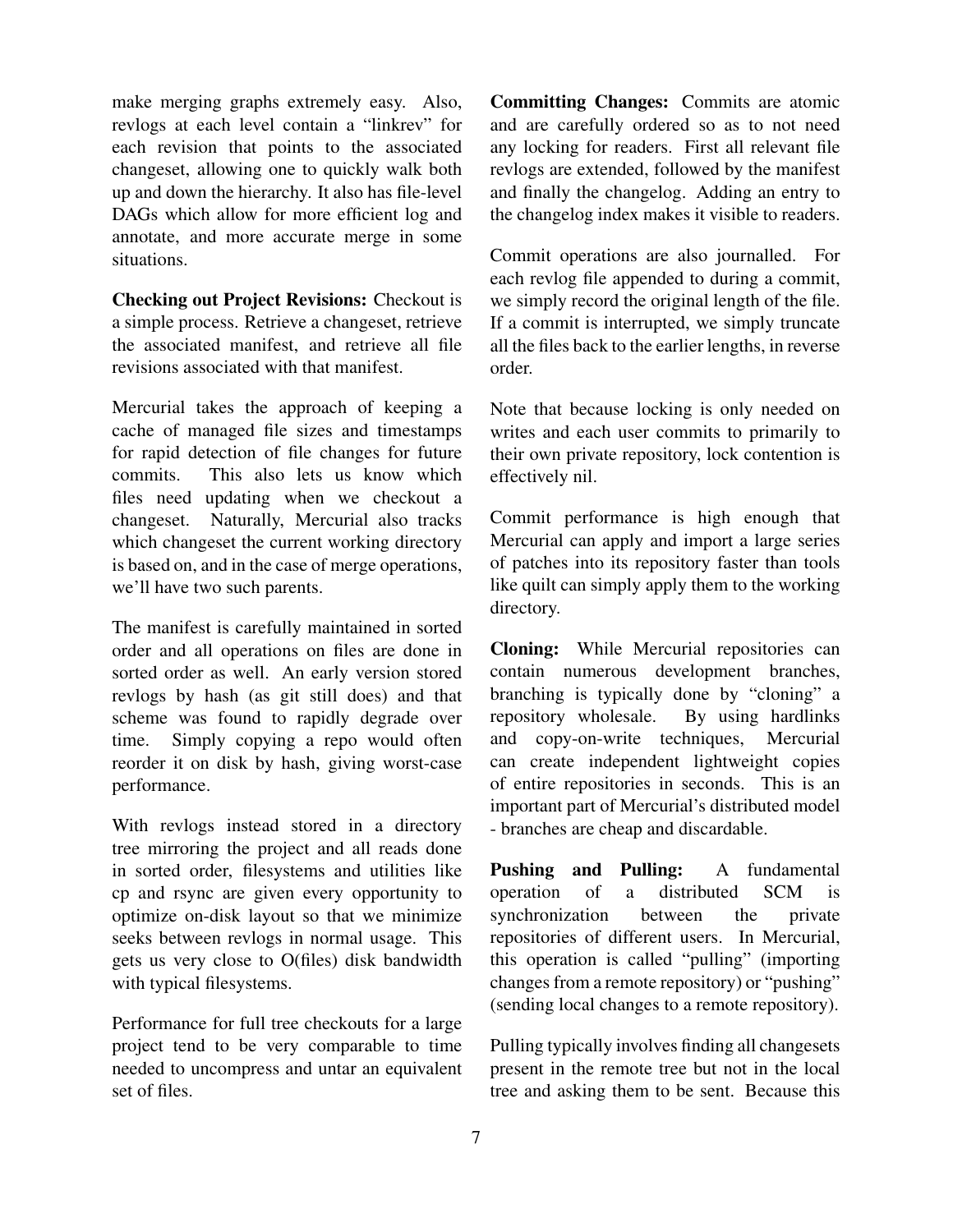make merging graphs extremely easy. Also, revlogs at each level contain a “linkrev” for each revision that points to the associated changeset, allowing one to quickly walk both up and down the hierarchy. It also has file-level DAGs which allow for more efficient log and annotate, and more accurate merge in some situations.

**Checking out Project Revisions:** Checkout is a simple process. Retrieve a changeset, retrieve the associated manifest, and retrieve all file revisions associated with that manifest.

Mercurial takes the approach of keeping a cache of managed file sizes and timestamps for rapid detection of file changes for future commits. This also lets us know which files need updating when we checkout a changeset. Naturally, Mercurial also tracks which changeset the current working directory is based on, and in the case of merge operations, we’ll have two such parents.

The manifest is carefully maintained in sorted order and all operations on files are done in sorted order as well. An early version stored revlogs by hash (as git still does) and that scheme was found to rapidly degrade over time. Simply copying a repo would often reorder it on disk by hash, giving worst-case performance.

With revlogs instead stored in a directory tree mirroring the project and all reads done in sorted order, filesystems and utilities like cp and rsync are given every opportunity to optimize on-disk layout so that we minimize seeks between revlogs in normal usage. This gets us very close to O(files) disk bandwidth with typical filesystems.

Performance for full tree checkouts for a large project tend to be very comparable to time needed to uncompress and untar an equivalent set of files.

**Committing Changes:** Commits are atomic and are carefully ordered so as to not need any locking for readers. First all relevant file revlogs are extended, followed by the manifest and finally the changelog. Adding an entry to the changelog index makes it visible to readers.

Commit operations are also journalled. For each revlog file appended to during a commit, we simply record the original length of the file. If a commit is interrupted, we simply truncate all the files back to the earlier lengths, in reverse order.

Note that because locking is only needed on writes and each user commits to primarily to their own private repository, lock contention is effectively nil.

Commit performance is high enough that Mercurial can apply and import a large series of patches into its repository faster than tools like quilt can simply apply them to the working directory.

**Cloning:** While Mercurial repositories can contain numerous development branches, branching is typically done by “cloning” a repository wholesale. By using hardlinks and copy-on-write techniques, Mercurial can create independent lightweight copies of entire repositories in seconds. This is an important part of Mercurial’s distributed model - branches are cheap and discardable.

**Pushing and Pulling:** A fundamental operation of a distributed SCM is synchronization between the private repositories of different users. In Mercurial, this operation is called “pulling” (importing changes from a remote repository) or “pushing” (sending local changes to a remote repository).

Pulling typically involves finding all changesets present in the remote tree but not in the local tree and asking them to be sent. Because this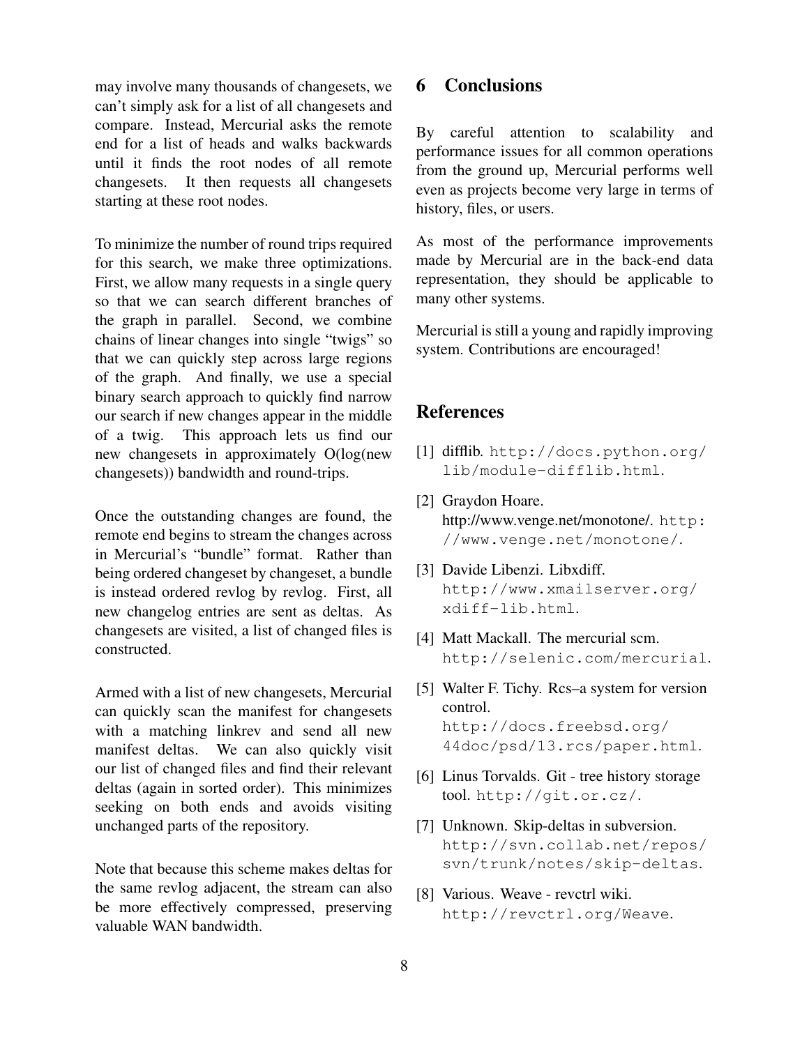may involve many thousands of changesets, we can't simply ask for a list of all changesets and compare. Instead, Mercurial asks the remote end for a list of heads and walks backwards until it finds the root nodes of all remote changesets. It then requests all changesets starting at these root nodes.

To minimize the number of round trips required for this search, we make three optimizations. First, we allow many requests in a single query so that we can search different branches of the graph in parallel. Second, we combine chains of linear changes into single "twigs" so that we can quickly step across large regions of the graph. And finally, we use a special binary search approach to quickly find narrow our search if new changes appear in the middle of a twig. This approach lets us find our new changesets in approximately O(log(new changesets)) bandwidth and round-trips.

Once the outstanding changes are found, the remote end begins to stream the changes across in Mercurial's "bundle" format. Rather than being ordered changeset by changeset, a bundle is instead ordered revlog by revlog. First, all new changelog entries are sent as deltas. As changesets are visited, a list of changed files is constructed.

Armed with a list of new changesets, Mercurial can quickly scan the manifest for changesets with a matching linkrev and send all new manifest deltas. We can also quickly visit our list of changed files and find their relevant deltas (again in sorted order). This minimizes seeking on both ends and avoids visiting unchanged parts of the repository.

Note that because this scheme makes deltas for the same revlog adjacent, the stream can also be more effectively compressed, preserving valuable WAN bandwidth.

## 6 Conclusions

By careful attention to scalability and performance issues for all common operations from the ground up, Mercurial performs well even as projects become very large in terms of history, files, or users.

As most of the performance improvements made by Mercurial are in the back-end data representation, they should be applicable to many other systems.

Mercurial is still a young and rapidly improving system. Contributions are encouraged!

## References

[1] difflib. `http://docs.python.org/lib/module-difflib.html`.

[2] Graydon Hoare. http://www.venge.net/monotone/. `http://www.venge.net/monotone/`.

[3] Davide Libenzi. Libxdiff. `http://www.xmailserver.org/xdiff-lib.html`.

[4] Matt Mackall. The mercurial scm. `http://selenic.com/mercurial`.

[5] Walter F. Tichy. Rcs–a system for version control. `http://docs.freebsd.org/44doc/psd/13.rcs/paper.html`.

[6] Linus Torvalds. Git - tree history storage tool. `http://git.or.cz/`.

[7] Unknown. Skip-deltas in subversion. `http://svn.collab.net/repos/svn/trunk/notes/skip-deltas`.

[8] Various. Weave - revctrl wiki. `http://revctrl.org/Weave`.